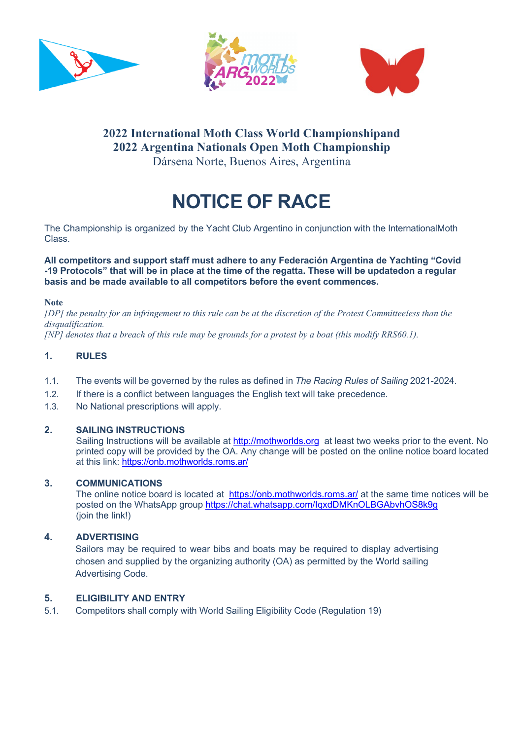**2022 International Moth Class World Championshipand**
**2022 Argentina Nationals Open Moth Championship**
Dársena Norte, Buenos Aires, Argentina

# NOTICE OF RACE

The Championship is organized by the Yacht Club Argentino in conjunction with the InternationalMoth Class.

**All competitors and support staff must adhere to any Federación Argentina de Yachting "Covid -19 Protocols" that will be in place at the time of the regatta. These will be updatedon a regular basis and be made available to all competitors before the event commences.**

**Note**

*[DP] the penalty for an infringement to this rule can be at the discretion of the Protest Committeeless than the disqualification.*
*[NP] denotes that a breach of this rule may be grounds for a protest by a boat (this modify RRS60.1).*

## 1. RULES

1.1. The events will be governed by the rules as defined in *The Racing Rules of Sailing* 2021-2024.

1.2. If there is a conflict between languages the English text will take precedence.

1.3. No National prescriptions will apply.

## 2. SAILING INSTRUCTIONS

Sailing Instructions will be available at http://mothworlds.org at least two weeks prior to the event. No printed copy will be provided by the OA. Any change will be posted on the online notice board located at this link: https://onb.mothworlds.roms.ar/

## 3. COMMUNICATIONS

The online notice board is located at https://onb.mothworlds.roms.ar/ at the same time notices will be posted on the WhatsApp group https://chat.whatsapp.com/IqxdDMKnOLBGAbvhOS8k9g (join the link!)

## 4. ADVERTISING

Sailors may be required to wear bibs and boats may be required to display advertising chosen and supplied by the organizing authority (OA) as permitted by the World sailing Advertising Code.

## 5. ELIGIBILITY AND ENTRY

5.1. Competitors shall comply with World Sailing Eligibility Code (Regulation 19)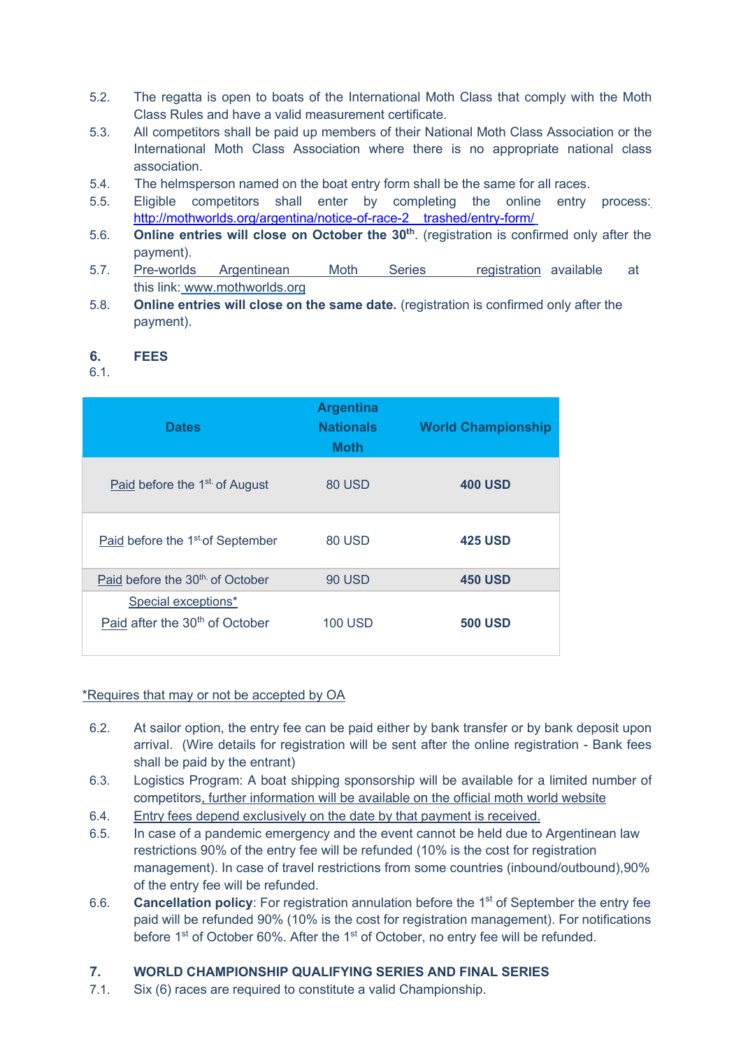5.2. The regatta is open to boats of the International Moth Class that comply with the Moth Class Rules and have a valid measurement certificate.

5.3. All competitors shall be paid up members of their National Moth Class Association or the International Moth Class Association where there is no appropriate national class association.

5.4. The helmsperson named on the boat entry form shall be the same for all races.

5.5. Eligible competitors shall enter by completing the online entry process: http://mothworlds.org/argentina/notice-of-race-2__trashed/entry-form/

5.6. **Online entries will close on October the 30th**. (registration is confirmed only after the payment).

5.7. Pre-worlds Argentinean Moth Series registration available at this link: www.mothworlds.org

5.8. **Online entries will close on the same date.** (registration is confirmed only after the payment).

## 6. FEES

6.1.

| Dates | Argentina Nationals Moth | World Championship |
|---|---|---|
| Paid before the 1st of August | 80 USD | **400 USD** |
| Paid before the 1st of September | 80 USD | **425 USD** |
| Paid before the 30th of October | 90 USD | **450 USD** |
| Special exceptions* Paid after the 30th of October | 100 USD | **500 USD** |

*Requires that may or not be accepted by OA

6.2. At sailor option, the entry fee can be paid either by bank transfer or by bank deposit upon arrival. (Wire details for registration will be sent after the online registration - Bank fees shall be paid by the entrant)

6.3. Logistics Program: A boat shipping sponsorship will be available for a limited number of competitors, further information will be available on the official moth world website

6.4. Entry fees depend exclusively on the date by that payment is received.

6.5. In case of a pandemic emergency and the event cannot be held due to Argentinean law restrictions 90% of the entry fee will be refunded (10% is the cost for registration management). In case of travel restrictions from some countries (inbound/outbound),90% of the entry fee will be refunded.

6.6. **Cancellation policy**: For registration annulation before the 1st of September the entry fee paid will be refunded 90% (10% is the cost for registration management). For notifications before 1st of October 60%. After the 1st of October, no entry fee will be refunded.

## 7. WORLD CHAMPIONSHIP QUALIFYING SERIES AND FINAL SERIES

7.1. Six (6) races are required to constitute a valid Championship.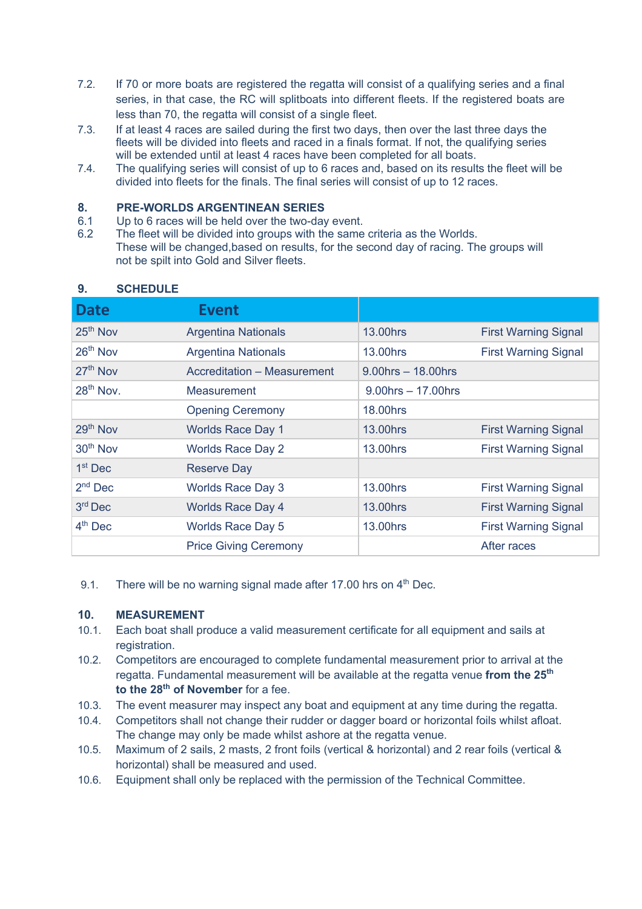7.2. If 70 or more boats are registered the regatta will consist of a qualifying series and a final series, in that case, the RC will splitboats into different fleets. If the registered boats are less than 70, the regatta will consist of a single fleet.

7.3. If at least 4 races are sailed during the first two days, then over the last three days the fleets will be divided into fleets and raced in a finals format. If not, the qualifying series will be extended until at least 4 races have been completed for all boats.

7.4. The qualifying series will consist of up to 6 races and, based on its results the fleet will be divided into fleets for the finals. The final series will consist of up to 12 races.

## 8. PRE-WORLDS ARGENTINEAN SERIES

6.1 Up to 6 races will be held over the two-day event.

6.2 The fleet will be divided into groups with the same criteria as the Worlds. These will be changed,based on results, for the second day of racing. The groups will not be spilt into Gold and Silver fleets.

## 9. SCHEDULE

| Date | Event | | |
|---|---|---|---|
| 25th Nov | Argentina Nationals | 13.00hrs | First Warning Signal |
| 26th Nov | Argentina Nationals | 13.00hrs | First Warning Signal |
| 27th Nov | Accreditation – Measurement | 9.00hrs – 18.00hrs | |
| 28th Nov. | Measurement | 9.00hrs – 17.00hrs | |
| | Opening Ceremony | 18.00hrs | |
| 29th Nov | Worlds Race Day 1 | 13.00hrs | First Warning Signal |
| 30th Nov | Worlds Race Day 2 | 13.00hrs | First Warning Signal |
| 1st Dec | Reserve Day | | |
| 2nd Dec | Worlds Race Day 3 | 13.00hrs | First Warning Signal |
| 3rd Dec | Worlds Race Day 4 | 13.00hrs | First Warning Signal |
| 4th Dec | Worlds Race Day 5 | 13.00hrs | First Warning Signal |
| | Price Giving Ceremony | | After races |

9.1. There will be no warning signal made after 17.00 hrs on 4th Dec.

## 10. MEASUREMENT

10.1. Each boat shall produce a valid measurement certificate for all equipment and sails at registration.

10.2. Competitors are encouraged to complete fundamental measurement prior to arrival at the regatta. Fundamental measurement will be available at the regatta venue **from the 25th to the 28th of November** for a fee.

10.3. The event measurer may inspect any boat and equipment at any time during the regatta.

10.4. Competitors shall not change their rudder or dagger board or horizontal foils whilst afloat. The change may only be made whilst ashore at the regatta venue.

10.5. Maximum of 2 sails, 2 masts, 2 front foils (vertical & horizontal) and 2 rear foils (vertical & horizontal) shall be measured and used.

10.6. Equipment shall only be replaced with the permission of the Technical Committee.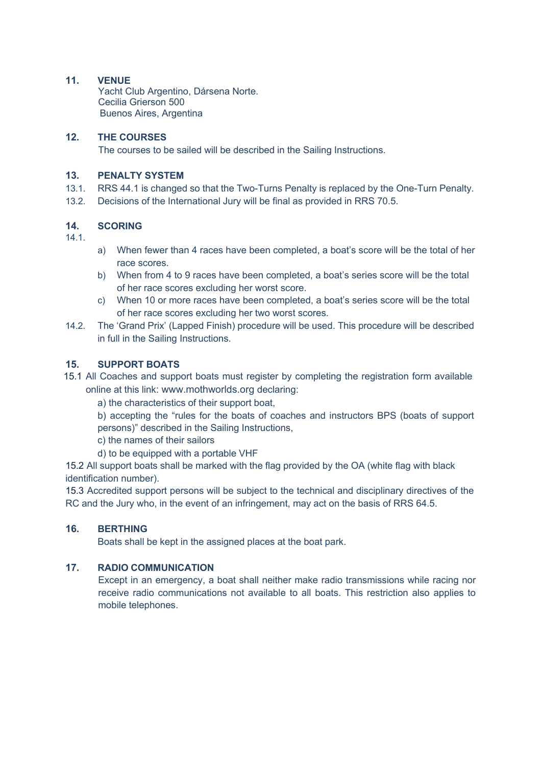## 11. VENUE

Yacht Club Argentino, Dársena Norte.
Cecilia Grierson 500
Buenos Aires, Argentina

## 12. THE COURSES

The courses to be sailed will be described in the Sailing Instructions.

## 13. PENALTY SYSTEM

13.1. RRS 44.1 is changed so that the Two-Turns Penalty is replaced by the One-Turn Penalty.

13.2. Decisions of the International Jury will be final as provided in RRS 70.5.

## 14. SCORING

14.1.

a) When fewer than 4 races have been completed, a boat's score will be the total of her race scores.

b) When from 4 to 9 races have been completed, a boat's series score will be the total of her race scores excluding her worst score.

c) When 10 or more races have been completed, a boat's series score will be the total of her race scores excluding her two worst scores.

14.2. The 'Grand Prix' (Lapped Finish) procedure will be used. This procedure will be described in full in the Sailing Instructions.

## 15. SUPPORT BOATS

15.1 All Coaches and support boats must register by completing the registration form available online at this link: www.mothworlds.org declaring:

a) the characteristics of their support boat,

b) accepting the "rules for the boats of coaches and instructors BPS (boats of support persons)" described in the Sailing Instructions,

c) the names of their sailors

d) to be equipped with a portable VHF

15.2 All support boats shall be marked with the flag provided by the OA (white flag with black identification number).

15.3 Accredited support persons will be subject to the technical and disciplinary directives of the RC and the Jury who, in the event of an infringement, may act on the basis of RRS 64.5.

## 16. BERTHING

Boats shall be kept in the assigned places at the boat park.

## 17. RADIO COMMUNICATION

Except in an emergency, a boat shall neither make radio transmissions while racing nor receive radio communications not available to all boats. This restriction also applies to mobile telephones.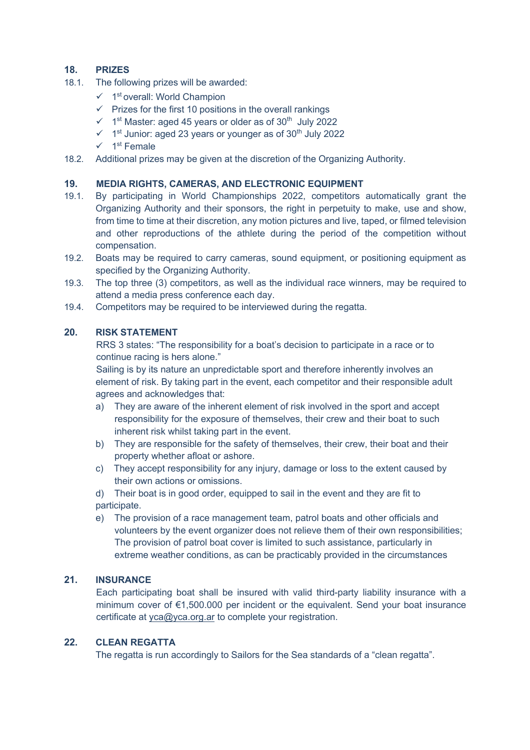## 18. PRIZES

18.1. The following prizes will be awarded:

- ✓ 1st overall: World Champion
- ✓ Prizes for the first 10 positions in the overall rankings
- ✓ 1st Master: aged 45 years or older as of 30th July 2022
- ✓ 1st Junior: aged 23 years or younger as of 30th July 2022
- ✓ 1st Female

18.2. Additional prizes may be given at the discretion of the Organizing Authority.

## 19. MEDIA RIGHTS, CAMERAS, AND ELECTRONIC EQUIPMENT

19.1. By participating in World Championships 2022, competitors automatically grant the Organizing Authority and their sponsors, the right in perpetuity to make, use and show, from time to time at their discretion, any motion pictures and live, taped, or filmed television and other reproductions of the athlete during the period of the competition without compensation.

19.2. Boats may be required to carry cameras, sound equipment, or positioning equipment as specified by the Organizing Authority.

19.3. The top three (3) competitors, as well as the individual race winners, may be required to attend a media press conference each day.

19.4. Competitors may be required to be interviewed during the regatta.

## 20. RISK STATEMENT

RRS 3 states: "The responsibility for a boat's decision to participate in a race or to continue racing is hers alone."

Sailing is by its nature an unpredictable sport and therefore inherently involves an element of risk. By taking part in the event, each competitor and their responsible adult agrees and acknowledges that:

a) They are aware of the inherent element of risk involved in the sport and accept responsibility for the exposure of themselves, their crew and their boat to such inherent risk whilst taking part in the event.

b) They are responsible for the safety of themselves, their crew, their boat and their property whether afloat or ashore.

c) They accept responsibility for any injury, damage or loss to the extent caused by their own actions or omissions.

d) Their boat is in good order, equipped to sail in the event and they are fit to participate.

e) The provision of a race management team, patrol boats and other officials and volunteers by the event organizer does not relieve them of their own responsibilities; The provision of patrol boat cover is limited to such assistance, particularly in extreme weather conditions, as can be practicably provided in the circumstances

## 21. INSURANCE

Each participating boat shall be insured with valid third-party liability insurance with a minimum cover of €1,500.000 per incident or the equivalent. Send your boat insurance certificate at yca@yca.org.ar to complete your registration.

## 22. CLEAN REGATTA

The regatta is run accordingly to Sailors for the Sea standards of a "clean regatta".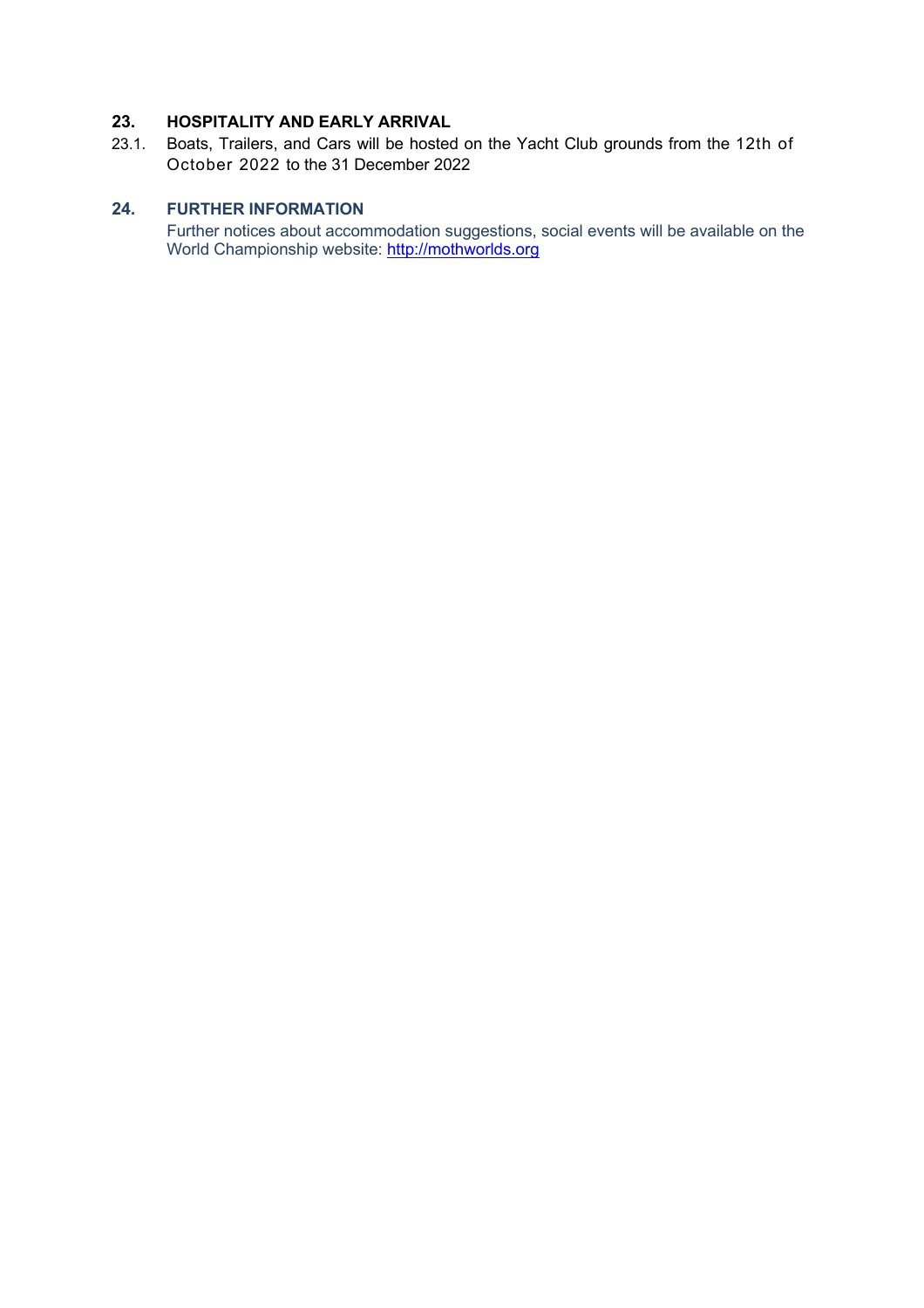## 23. HOSPITALITY AND EARLY ARRIVAL

23.1. Boats, Trailers, and Cars will be hosted on the Yacht Club grounds from the 12th of October 2022 to the 31 December 2022

## 24. FURTHER INFORMATION

Further notices about accommodation suggestions, social events will be available on the World Championship website: http://mothworlds.org